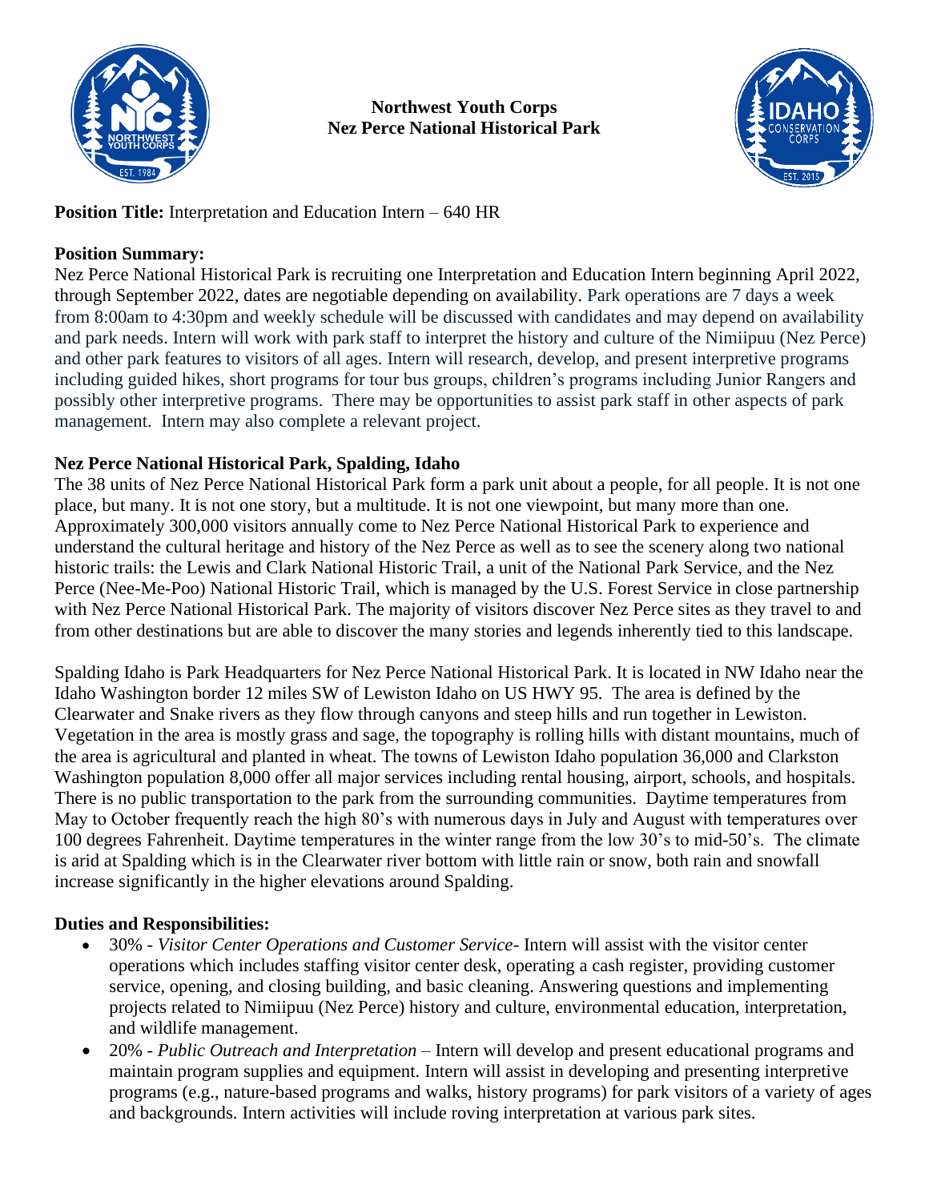**Northwest Youth Corps**
**Nez Perce National Historical Park**

**Position Title:** Interpretation and Education Intern – 640 HR

**Position Summary:**
Nez Perce National Historical Park is recruiting one Interpretation and Education Intern beginning April 2022, through September 2022, dates are negotiable depending on availability. Park operations are 7 days a week from 8:00am to 4:30pm and weekly schedule will be discussed with candidates and may depend on availability and park needs. Intern will work with park staff to interpret the history and culture of the Nimiipuu (Nez Perce) and other park features to visitors of all ages. Intern will research, develop, and present interpretive programs including guided hikes, short programs for tour bus groups, children's programs including Junior Rangers and possibly other interpretive programs. There may be opportunities to assist park staff in other aspects of park management. Intern may also complete a relevant project.

**Nez Perce National Historical Park, Spalding, Idaho**
The 38 units of Nez Perce National Historical Park form a park unit about a people, for all people. It is not one place, but many. It is not one story, but a multitude. It is not one viewpoint, but many more than one. Approximately 300,000 visitors annually come to Nez Perce National Historical Park to experience and understand the cultural heritage and history of the Nez Perce as well as to see the scenery along two national historic trails: the Lewis and Clark National Historic Trail, a unit of the National Park Service, and the Nez Perce (Nee-Me-Poo) National Historic Trail, which is managed by the U.S. Forest Service in close partnership with Nez Perce National Historical Park. The majority of visitors discover Nez Perce sites as they travel to and from other destinations but are able to discover the many stories and legends inherently tied to this landscape.

Spalding Idaho is Park Headquarters for Nez Perce National Historical Park. It is located in NW Idaho near the Idaho Washington border 12 miles SW of Lewiston Idaho on US HWY 95. The area is defined by the Clearwater and Snake rivers as they flow through canyons and steep hills and run together in Lewiston. Vegetation in the area is mostly grass and sage, the topography is rolling hills with distant mountains, much of the area is agricultural and planted in wheat. The towns of Lewiston Idaho population 36,000 and Clarkston Washington population 8,000 offer all major services including rental housing, airport, schools, and hospitals. There is no public transportation to the park from the surrounding communities. Daytime temperatures from May to October frequently reach the high 80's with numerous days in July and August with temperatures over 100 degrees Fahrenheit. Daytime temperatures in the winter range from the low 30's to mid-50's. The climate is arid at Spalding which is in the Clearwater river bottom with little rain or snow, both rain and snowfall increase significantly in the higher elevations around Spalding.

**Duties and Responsibilities:**

- 30% - *Visitor Center Operations and Customer Service*- Intern will assist with the visitor center operations which includes staffing visitor center desk, operating a cash register, providing customer service, opening, and closing building, and basic cleaning. Answering questions and implementing projects related to Nimiipuu (Nez Perce) history and culture, environmental education, interpretation, and wildlife management.
- 20% - *Public Outreach and Interpretation* – Intern will develop and present educational programs and maintain program supplies and equipment. Intern will assist in developing and presenting interpretive programs (e.g., nature-based programs and walks, history programs) for park visitors of a variety of ages and backgrounds. Intern activities will include roving interpretation at various park sites.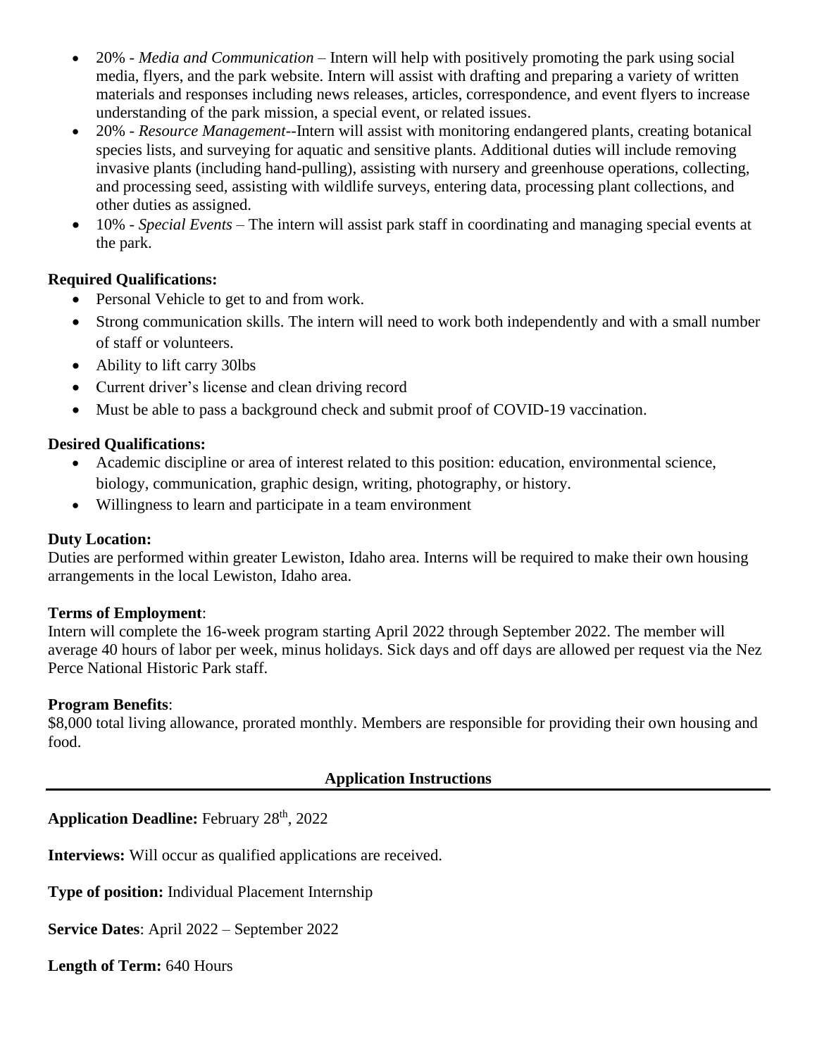- 20% - *Media and Communication* – Intern will help with positively promoting the park using social media, flyers, and the park website. Intern will assist with drafting and preparing a variety of written materials and responses including news releases, articles, correspondence, and event flyers to increase understanding of the park mission, a special event, or related issues.
- 20% - *Resource Management*--Intern will assist with monitoring endangered plants, creating botanical species lists, and surveying for aquatic and sensitive plants. Additional duties will include removing invasive plants (including hand-pulling), assisting with nursery and greenhouse operations, collecting, and processing seed, assisting with wildlife surveys, entering data, processing plant collections, and other duties as assigned.
- 10% - *Special Events* – The intern will assist park staff in coordinating and managing special events at the park.

**Required Qualifications:**

- Personal Vehicle to get to and from work.
- Strong communication skills. The intern will need to work both independently and with a small number of staff or volunteers.
- Ability to lift carry 30lbs
- Current driver's license and clean driving record
- Must be able to pass a background check and submit proof of COVID-19 vaccination.

**Desired Qualifications:**

- Academic discipline or area of interest related to this position: education, environmental science, biology, communication, graphic design, writing, photography, or history.
- Willingness to learn and participate in a team environment

**Duty Location:**
Duties are performed within greater Lewiston, Idaho area. Interns will be required to make their own housing arrangements in the local Lewiston, Idaho area.

**Terms of Employment**:
Intern will complete the 16-week program starting April 2022 through September 2022. The member will average 40 hours of labor per week, minus holidays. Sick days and off days are allowed per request via the Nez Perce National Historic Park staff.

**Program Benefits**:
$8,000 total living allowance, prorated monthly. Members are responsible for providing their own housing and food.

## Application Instructions

**Application Deadline:** February 28th, 2022

**Interviews:** Will occur as qualified applications are received.

**Type of position:** Individual Placement Internship

**Service Dates**: April 2022 – September 2022

**Length of Term:** 640 Hours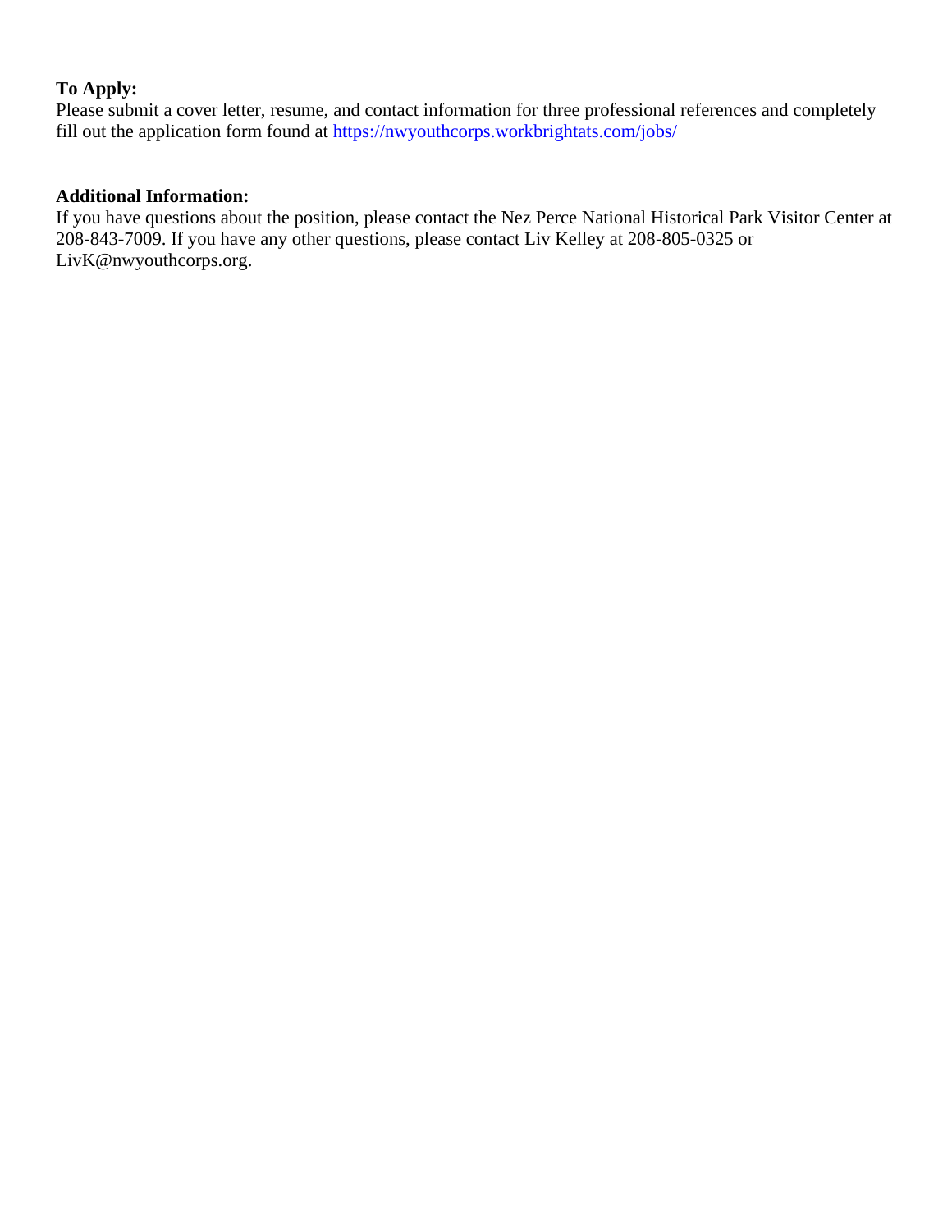**To Apply:**
Please submit a cover letter, resume, and contact information for three professional references and completely fill out the application form found at https://nwyouthcorps.workbrightats.com/jobs/

**Additional Information:**
If you have questions about the position, please contact the Nez Perce National Historical Park Visitor Center at 208-843-7009. If you have any other questions, please contact Liv Kelley at 208-805-0325 or LivK@nwyouthcorps.org.